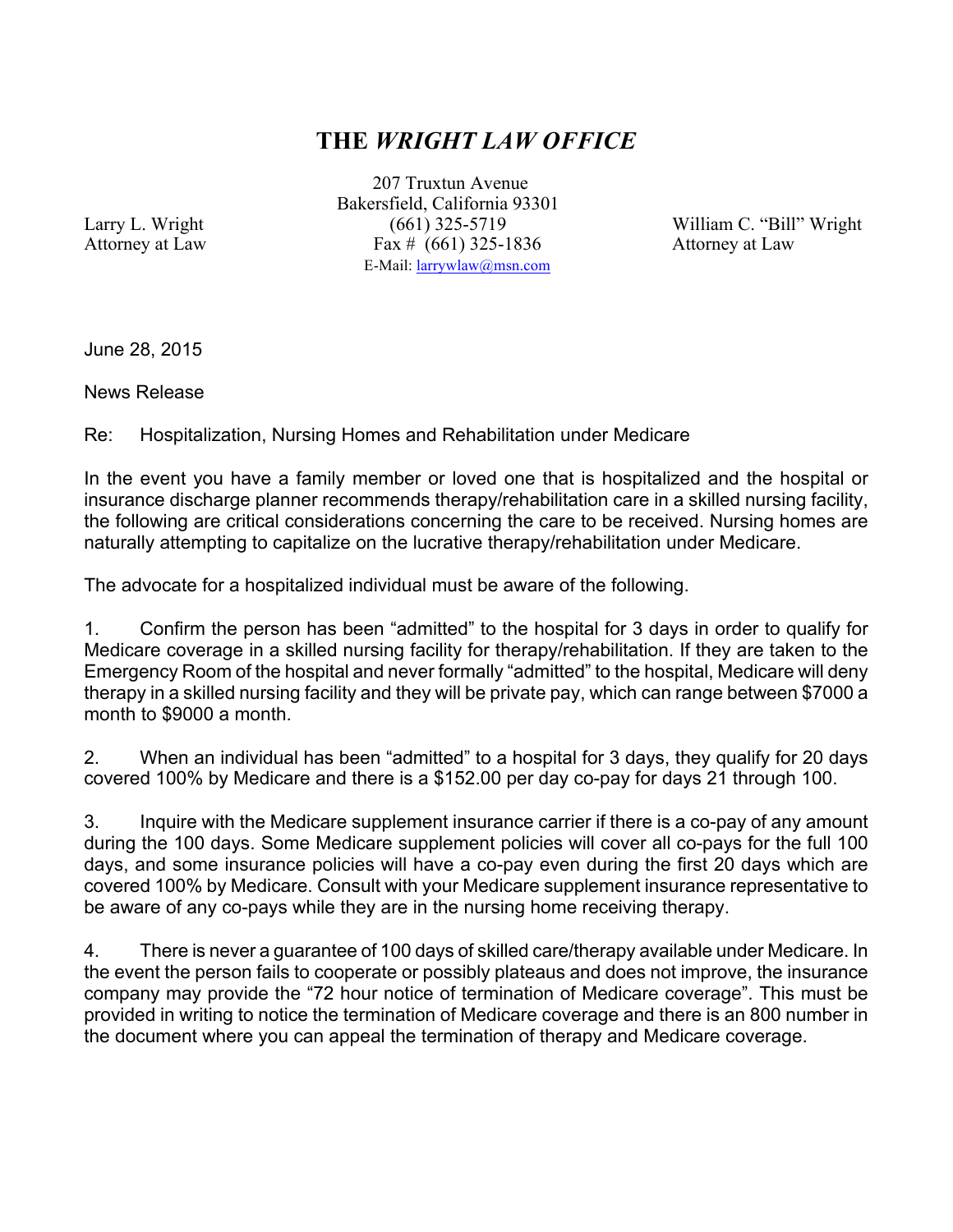# THE *WRIGHT LAW OFFICE*

207 Truxtun Avenue
Bakersfield, California 93301
(661) 325-5719
Fax # (661) 325-1836
E-Mail: larrywlaw@msn.com

Larry L. Wright
Attorney at Law

William C. "Bill" Wright
Attorney at Law

June 28, 2015

News Release

Re: Hospitalization, Nursing Homes and Rehabilitation under Medicare

In the event you have a family member or loved one that is hospitalized and the hospital or insurance discharge planner recommends therapy/rehabilitation care in a skilled nursing facility, the following are critical considerations concerning the care to be received. Nursing homes are naturally attempting to capitalize on the lucrative therapy/rehabilitation under Medicare.

The advocate for a hospitalized individual must be aware of the following.

1. Confirm the person has been "admitted" to the hospital for 3 days in order to qualify for Medicare coverage in a skilled nursing facility for therapy/rehabilitation. If they are taken to the Emergency Room of the hospital and never formally "admitted" to the hospital, Medicare will deny therapy in a skilled nursing facility and they will be private pay, which can range between $7000 a month to $9000 a month.

2. When an individual has been "admitted" to a hospital for 3 days, they qualify for 20 days covered 100% by Medicare and there is a $152.00 per day co-pay for days 21 through 100.

3. Inquire with the Medicare supplement insurance carrier if there is a co-pay of any amount during the 100 days. Some Medicare supplement policies will cover all co-pays for the full 100 days, and some insurance policies will have a co-pay even during the first 20 days which are covered 100% by Medicare. Consult with your Medicare supplement insurance representative to be aware of any co-pays while they are in the nursing home receiving therapy.

4. There is never a guarantee of 100 days of skilled care/therapy available under Medicare. In the event the person fails to cooperate or possibly plateaus and does not improve, the insurance company may provide the "72 hour notice of termination of Medicare coverage". This must be provided in writing to notice the termination of Medicare coverage and there is an 800 number in the document where you can appeal the termination of therapy and Medicare coverage.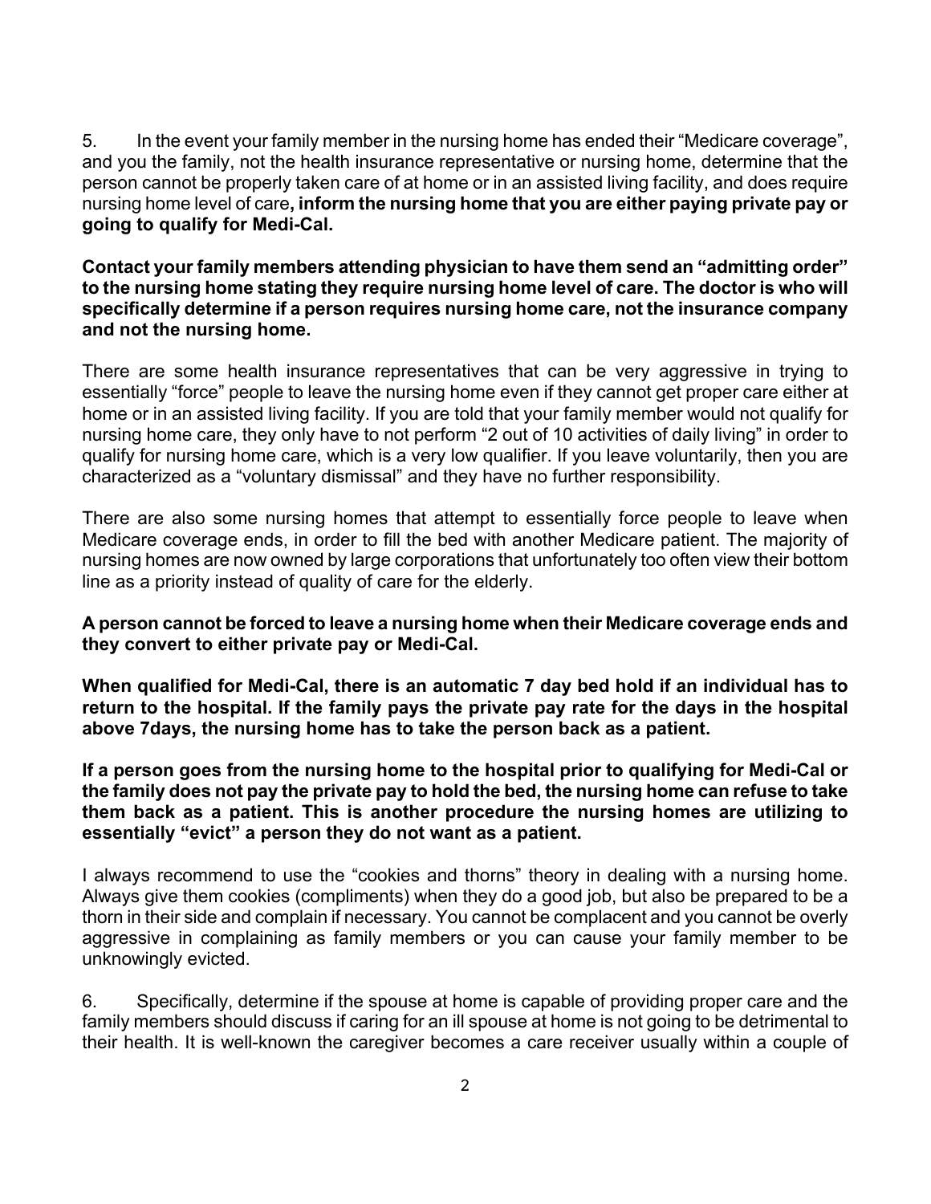5. In the event your family member in the nursing home has ended their "Medicare coverage", and you the family, not the health insurance representative or nursing home, determine that the person cannot be properly taken care of at home or in an assisted living facility, and does require nursing home level of care**, inform the nursing home that you are either paying private pay or going to qualify for Medi-Cal.**

**Contact your family members attending physician to have them send an "admitting order" to the nursing home stating they require nursing home level of care. The doctor is who will specifically determine if a person requires nursing home care, not the insurance company and not the nursing home.**

There are some health insurance representatives that can be very aggressive in trying to essentially "force" people to leave the nursing home even if they cannot get proper care either at home or in an assisted living facility. If you are told that your family member would not qualify for nursing home care, they only have to not perform "2 out of 10 activities of daily living" in order to qualify for nursing home care, which is a very low qualifier. If you leave voluntarily, then you are characterized as a "voluntary dismissal" and they have no further responsibility.

There are also some nursing homes that attempt to essentially force people to leave when Medicare coverage ends, in order to fill the bed with another Medicare patient. The majority of nursing homes are now owned by large corporations that unfortunately too often view their bottom line as a priority instead of quality of care for the elderly.

**A person cannot be forced to leave a nursing home when their Medicare coverage ends and they convert to either private pay or Medi-Cal.**

**When qualified for Medi-Cal, there is an automatic 7 day bed hold if an individual has to return to the hospital. If the family pays the private pay rate for the days in the hospital above 7days, the nursing home has to take the person back as a patient.**

**If a person goes from the nursing home to the hospital prior to qualifying for Medi-Cal or the family does not pay the private pay to hold the bed, the nursing home can refuse to take them back as a patient. This is another procedure the nursing homes are utilizing to essentially "evict" a person they do not want as a patient.**

I always recommend to use the "cookies and thorns" theory in dealing with a nursing home. Always give them cookies (compliments) when they do a good job, but also be prepared to be a thorn in their side and complain if necessary. You cannot be complacent and you cannot be overly aggressive in complaining as family members or you can cause your family member to be unknowingly evicted.

6. Specifically, determine if the spouse at home is capable of providing proper care and the family members should discuss if caring for an ill spouse at home is not going to be detrimental to their health. It is well-known the caregiver becomes a care receiver usually within a couple of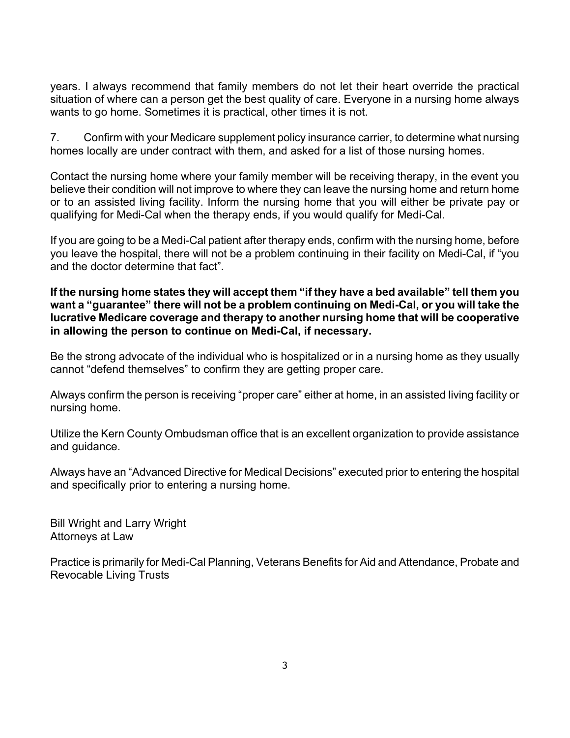years. I always recommend that family members do not let their heart override the practical situation of where can a person get the best quality of care. Everyone in a nursing home always wants to go home. Sometimes it is practical, other times it is not.

7. Confirm with your Medicare supplement policy insurance carrier, to determine what nursing homes locally are under contract with them, and asked for a list of those nursing homes.

Contact the nursing home where your family member will be receiving therapy, in the event you believe their condition will not improve to where they can leave the nursing home and return home or to an assisted living facility. Inform the nursing home that you will either be private pay or qualifying for Medi-Cal when the therapy ends, if you would qualify for Medi-Cal.

If you are going to be a Medi-Cal patient after therapy ends, confirm with the nursing home, before you leave the hospital, there will not be a problem continuing in their facility on Medi-Cal, if "you and the doctor determine that fact".

**If the nursing home states they will accept them "if they have a bed available" tell them you want a "guarantee" there will not be a problem continuing on Medi-Cal, or you will take the lucrative Medicare coverage and therapy to another nursing home that will be cooperative in allowing the person to continue on Medi-Cal, if necessary.**

Be the strong advocate of the individual who is hospitalized or in a nursing home as they usually cannot "defend themselves" to confirm they are getting proper care.

Always confirm the person is receiving "proper care" either at home, in an assisted living facility or nursing home.

Utilize the Kern County Ombudsman office that is an excellent organization to provide assistance and guidance.

Always have an "Advanced Directive for Medical Decisions" executed prior to entering the hospital and specifically prior to entering a nursing home.

Bill Wright and Larry Wright
Attorneys at Law

Practice is primarily for Medi-Cal Planning, Veterans Benefits for Aid and Attendance, Probate and Revocable Living Trusts